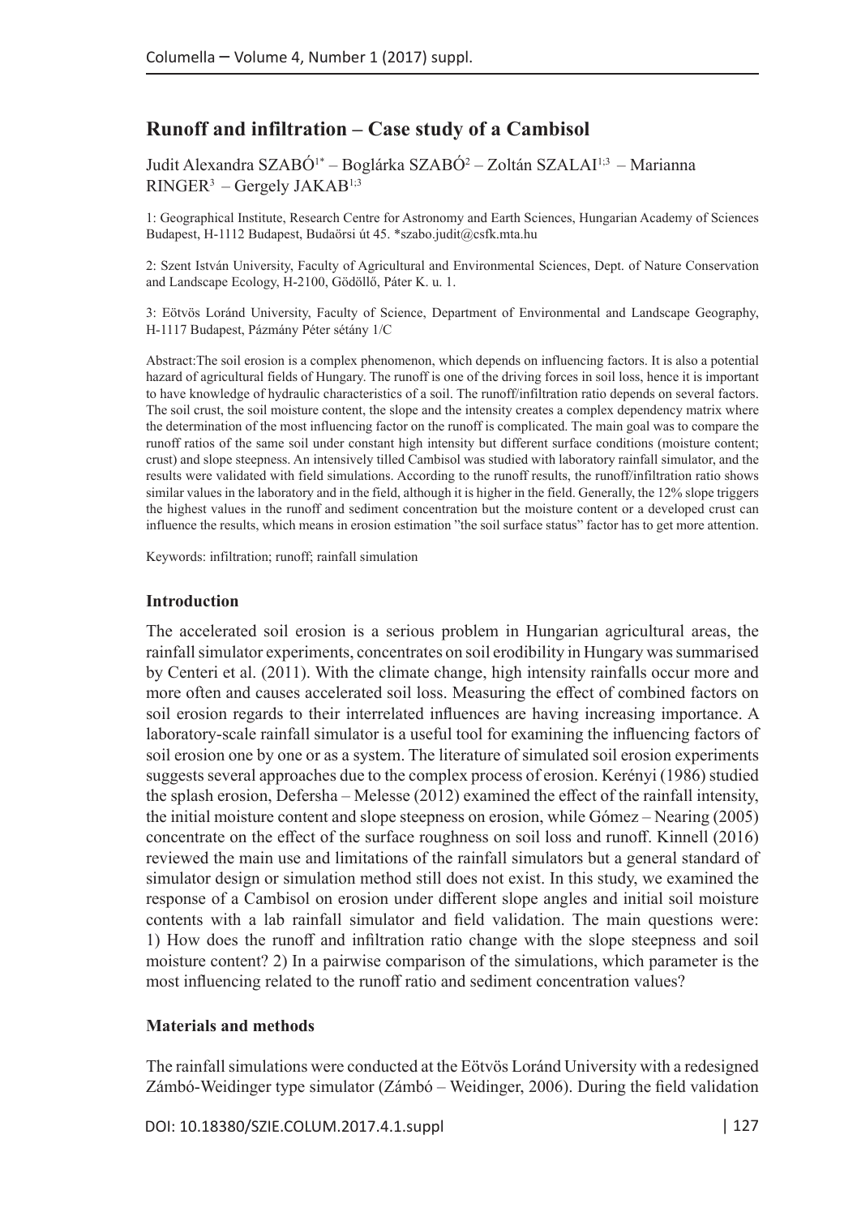# Runoff and infiltration – Case study of a Cambisol

Judit Alexandra SZABÓ[1*] – Boglárka SZABÓ[2] – Zoltán SZALAI[1;3] – Marianna RINGER[3] – Gergely JAKAB[1;3]

1: Geographical Institute, Research Centre for Astronomy and Earth Sciences, Hungarian Academy of Sciences Budapest, H-1112 Budapest, Budaörsi út 45. *szabo.judit@csfk.mta.hu

2: Szent István University, Faculty of Agricultural and Environmental Sciences, Dept. of Nature Conservation and Landscape Ecology, H-2100, Gödöllő, Páter K. u. 1.

3: Eötvös Loránd University, Faculty of Science, Department of Environmental and Landscape Geography, H-1117 Budapest, Pázmány Péter sétány 1/C

Abstract:The soil erosion is a complex phenomenon, which depends on influencing factors. It is also a potential hazard of agricultural fields of Hungary. The runoff is one of the driving forces in soil loss, hence it is important to have knowledge of hydraulic characteristics of a soil. The runoff/infiltration ratio depends on several factors. The soil crust, the soil moisture content, the slope and the intensity creates a complex dependency matrix where the determination of the most influencing factor on the runoff is complicated. The main goal was to compare the runoff ratios of the same soil under constant high intensity but different surface conditions (moisture content; crust) and slope steepness. An intensively tilled Cambisol was studied with laboratory rainfall simulator, and the results were validated with field simulations. According to the runoff results, the runoff/infiltration ratio shows similar values in the laboratory and in the field, although it is higher in the field. Generally, the 12% slope triggers the highest values in the runoff and sediment concentration but the moisture content or a developed crust can influence the results, which means in erosion estimation "the soil surface status" factor has to get more attention.

Keywords: infiltration; runoff; rainfall simulation

## Introduction

The accelerated soil erosion is a serious problem in Hungarian agricultural areas, the rainfall simulator experiments, concentrates on soil erodibility in Hungary was summarised by Centeri et al. (2011). With the climate change, high intensity rainfalls occur more and more often and causes accelerated soil loss. Measuring the effect of combined factors on soil erosion regards to their interrelated influences are having increasing importance. A laboratory-scale rainfall simulator is a useful tool for examining the influencing factors of soil erosion one by one or as a system. The literature of simulated soil erosion experiments suggests several approaches due to the complex process of erosion. Kerényi (1986) studied the splash erosion, Defersha – Melesse (2012) examined the effect of the rainfall intensity, the initial moisture content and slope steepness on erosion, while Gómez – Nearing (2005) concentrate on the effect of the surface roughness on soil loss and runoff. Kinnell (2016) reviewed the main use and limitations of the rainfall simulators but a general standard of simulator design or simulation method still does not exist. In this study, we examined the response of a Cambisol on erosion under different slope angles and initial soil moisture contents with a lab rainfall simulator and field validation. The main questions were: 1) How does the runoff and infiltration ratio change with the slope steepness and soil moisture content? 2) In a pairwise comparison of the simulations, which parameter is the most influencing related to the runoff ratio and sediment concentration values?

## Materials and methods

The rainfall simulations were conducted at the Eötvös Loránd University with a redesigned Zámbó-Weidinger type simulator (Zámbó – Weidinger, 2006). During the field validation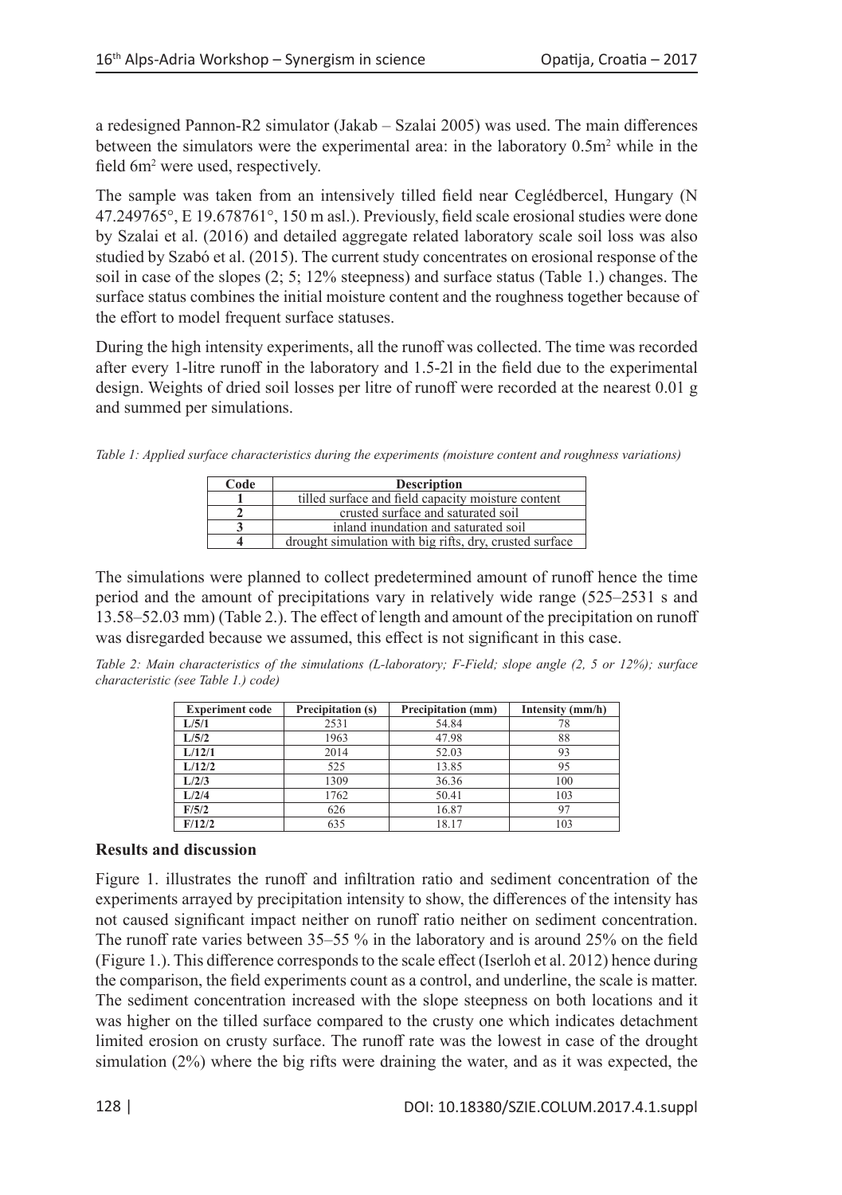a redesigned Pannon-R2 simulator (Jakab – Szalai 2005) was used. The main differences between the simulators were the experimental area: in the laboratory 0.5m$^2$ while in the field 6m$^2$ were used, respectively.

The sample was taken from an intensively tilled field near Ceglédbercel, Hungary (N 47.249765°, E 19.678761°, 150 m asl.). Previously, field scale erosional studies were done by Szalai et al. (2016) and detailed aggregate related laboratory scale soil loss was also studied by Szabó et al. (2015). The current study concentrates on erosional response of the soil in case of the slopes (2; 5; 12% steepness) and surface status (Table 1.) changes. The surface status combines the initial moisture content and the roughness together because of the effort to model frequent surface statuses.

During the high intensity experiments, all the runoff was collected. The time was recorded after every 1-litre runoff in the laboratory and 1.5-2l in the field due to the experimental design. Weights of dried soil losses per litre of runoff were recorded at the nearest 0.01 g and summed per simulations.

*Table 1: Applied surface characteristics during the experiments (moisture content and roughness variations)*

| Code | Description |
|---|---|
| **1** | tilled surface and field capacity moisture content |
| **2** | crusted surface and saturated soil |
| **3** | inland inundation and saturated soil |
| **4** | drought simulation with big rifts, dry, crusted surface |

The simulations were planned to collect predetermined amount of runoff hence the time period and the amount of precipitations vary in relatively wide range (525–2531 s and 13.58–52.03 mm) (Table 2.). The effect of length and amount of the precipitation on runoff was disregarded because we assumed, this effect is not significant in this case.

*Table 2: Main characteristics of the simulations (L-laboratory; F-Field; slope angle (2, 5 or 12%); surface characteristic (see Table 1.) code)*

| Experiment code | Precipitation (s) | Precipitation (mm) | Intensity (mm/h) |
|---|---|---|---|
| **L/5/1** | 2531 | 54.84 | 78 |
| **L/5/2** | 1963 | 47.98 | 88 |
| **L/12/1** | 2014 | 52.03 | 93 |
| **L/12/2** | 525 | 13.85 | 95 |
| **L/2/3** | 1309 | 36.36 | 100 |
| **L/2/4** | 1762 | 50.41 | 103 |
| **F/5/2** | 626 | 16.87 | 97 |
| **F/12/2** | 635 | 18.17 | 103 |

## Results and discussion

Figure 1. illustrates the runoff and infiltration ratio and sediment concentration of the experiments arrayed by precipitation intensity to show, the differences of the intensity has not caused significant impact neither on runoff ratio neither on sediment concentration. The runoff rate varies between 35–55 % in the laboratory and is around 25% on the field (Figure 1.). This difference corresponds to the scale effect (Iserloh et al. 2012) hence during the comparison, the field experiments count as a control, and underline, the scale is matter. The sediment concentration increased with the slope steepness on both locations and it was higher on the tilled surface compared to the crusty one which indicates detachment limited erosion on crusty surface. The runoff rate was the lowest in case of the drought simulation (2%) where the big rifts were draining the water, and as it was expected, the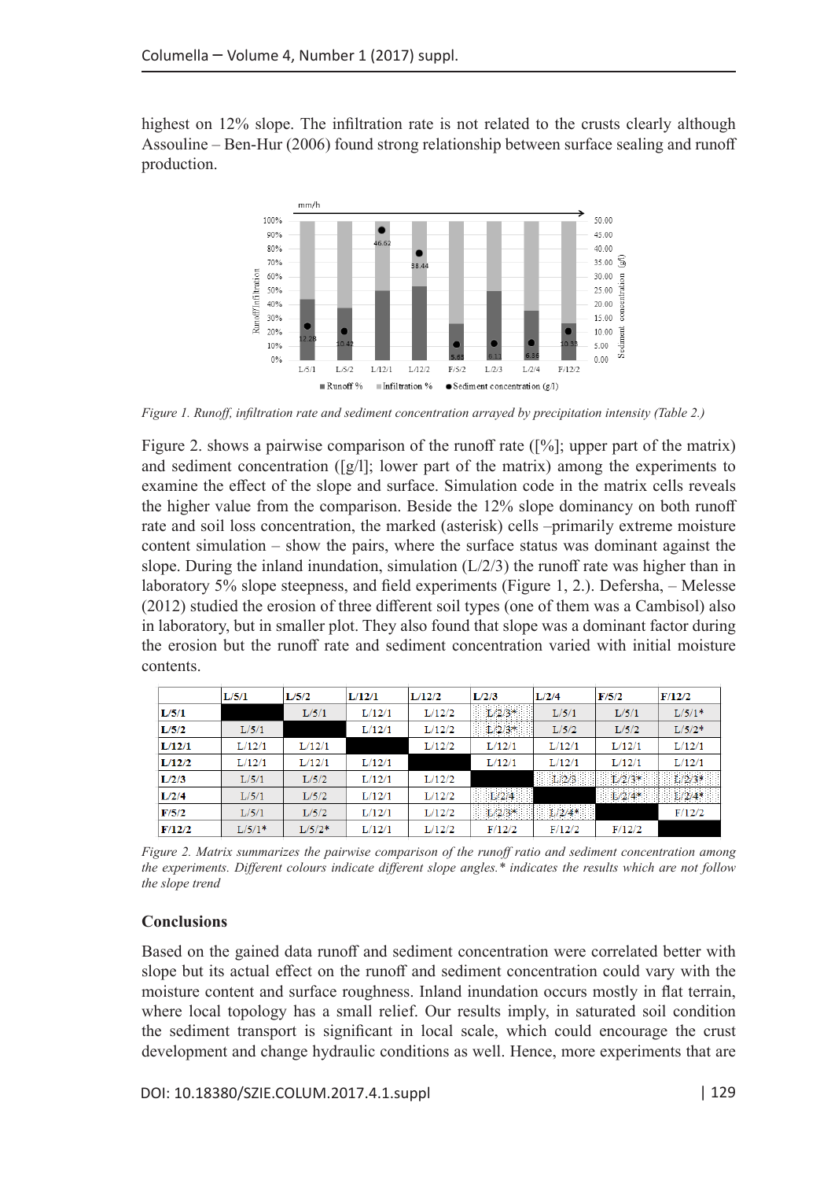highest on 12% slope. The infiltration rate is not related to the crusts clearly although Assouline – Ben-Hur (2006) found strong relationship between surface sealing and runoff production.

mm/h

100%
90%
80%
70%
60%
50%
40%
30%
20%
10%
0%

Runoff/infiltration

50.00
45.00
40.00
35.00
30.00
25.00
20.00
15.00
10.00
5.00
0.00

Sediment concentration (g/l)

12.28
10.42
46.62
38.44
5.63
6.11
6.36
10.33

L/5/1 L/5/2 L/12/1 L/12/2 F/5/2 L/2/3 L/2/4 F/12/2

■ Runoff % ■ Infiltration % ● Sediment concentration (g/l)

*Figure 1. Runoff, infiltration rate and sediment concentration arrayed by precipitation intensity (Table 2.)*

Figure 2. shows a pairwise comparison of the runoff rate ([%]; upper part of the matrix) and sediment concentration ([g/l]; lower part of the matrix) among the experiments to examine the effect of the slope and surface. Simulation code in the matrix cells reveals the higher value from the comparison. Beside the 12% slope dominancy on both runoff rate and soil loss concentration, the marked (asterisk) cells –primarily extreme moisture content simulation – show the pairs, where the surface status was dominant against the slope. During the inland inundation, simulation (L/2/3) the runoff rate was higher than in laboratory 5% slope steepness, and field experiments (Figure 1, 2.). Defersha, – Melesse (2012) studied the erosion of three different soil types (one of them was a Cambisol) also in laboratory, but in smaller plot. They also found that slope was a dominant factor during the erosion but the runoff rate and sediment concentration varied with initial moisture contents.

| | L/5/1 | L/5/2 | L/12/1 | L/12/2 | L/2/3 | L/2/4 | F/5/2 | F/12/2 |
|---|---|---|---|---|---|---|---|---|
| L/5/1 | | L/5/1 | L/12/1 | L/12/2 | L/2/3* | L/5/1 | L/5/1 | L/5/1* |
| L/5/2 | L/5/1 | | L/12/1 | L/12/2 | L/2/3* | L/5/2 | L/5/2 | L/5/2* |
| L/12/1 | L/12/1 | L/12/1 | | L/12/2 | L/12/1 | L/12/1 | L/12/1 | L/12/1 |
| L/12/2 | L/12/1 | L/12/1 | L/12/1 | | L/12/1 | L/12/1 | L/12/1 | L/12/1 |
| L/2/3 | L/5/1 | L/5/2 | L/12/1 | L/12/2 | | L/2/3 | L/2/3* | L/2/3* |
| L/2/4 | L/5/1 | L/5/2 | L/12/1 | L/12/2 | L/2/4 | | L/2/4* | L/2/4* |
| F/5/2 | L/5/1 | L/5/2 | L/12/1 | L/12/2 | L/2/3* | L/2/4* | | F/12/2 |
| F/12/2 | L/5/1* | L/5/2* | L/12/1 | L/12/2 | F/12/2 | F/12/2 | F/12/2 | |

*Figure 2. Matrix summarizes the pairwise comparison of the runoff ratio and sediment concentration among the experiments. Different colours indicate different slope angles.\* indicates the results which are not follow the slope trend*

## Conclusions

Based on the gained data runoff and sediment concentration were correlated better with slope but its actual effect on the runoff and sediment concentration could vary with the moisture content and surface roughness. Inland inundation occurs mostly in flat terrain, where local topology has a small relief. Our results imply, in saturated soil condition the sediment transport is significant in local scale, which could encourage the crust development and change hydraulic conditions as well. Hence, more experiments that are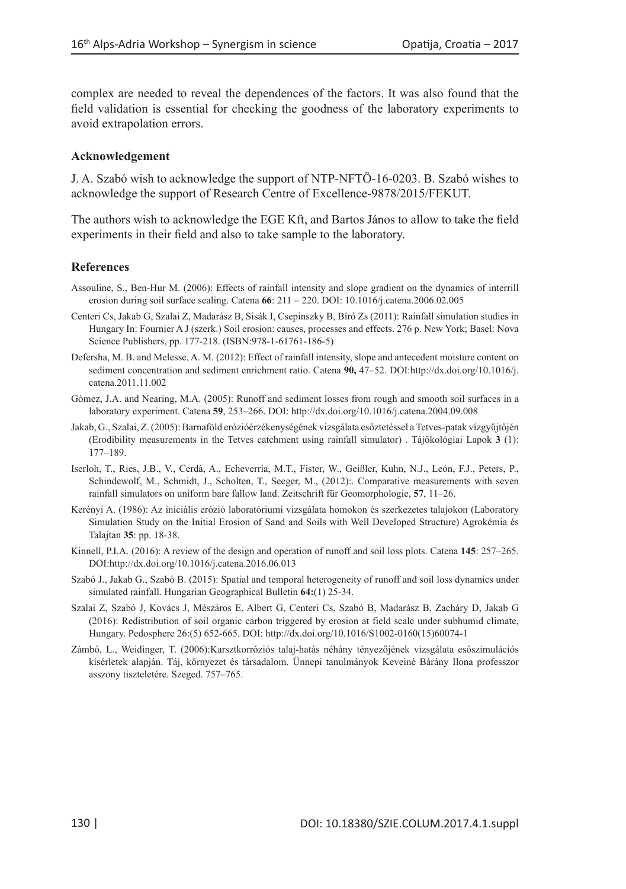complex are needed to reveal the dependences of the factors. It was also found that the field validation is essential for checking the goodness of the laboratory experiments to avoid extrapolation errors.

### Acknowledgement

J. A. Szabó wish to acknowledge the support of NTP-NFTÖ-16-0203. B. Szabó wishes to acknowledge the support of Research Centre of Excellence-9878/2015/FEKUT.

The authors wish to acknowledge the EGE Kft, and Bartos János to allow to take the field experiments in their field and also to take sample to the laboratory.

### References

Assouline, S., Ben-Hur M. (2006): Effects of rainfall intensity and slope gradient on the dynamics of interrill erosion during soil surface sealing. Catena **66**: 211 – 220. DOI: 10.1016/j.catena.2006.02.005

Centeri Cs, Jakab G, Szalai Z, Madarász B, Sisák I, Csepinszky B, Bíró Zs (2011): Rainfall simulation studies in Hungary In: Fournier A J (szerk.) Soil erosion: causes, processes and effects. 276 p. New York; Basel: Nova Science Publishers, pp. 177-218. (ISBN:978-1-61761-186-5)

Defersha, M. B. and Melesse, A. M. (2012): Effect of rainfall intensity, slope and antecedent moisture content on sediment concentration and sediment enrichment ratio. Catena **90,** 47–52. DOI:http://dx.doi.org/10.1016/j.catena.2011.11.002

Gómez, J.A. and Nearing, M.A. (2005): Runoff and sediment losses from rough and smooth soil surfaces in a laboratory experiment. Catena **59**, 253–266. DOI: http://dx.doi.org/10.1016/j.catena.2004.09.008

Jakab, G., Szalai, Z. (2005): Barnaföld erózióérzékenységének vizsgálata esőztetéssel a Tetves-patak vízgyűjtőjén (Erodibility measurements in the Tetves catchment using rainfall simulator) . Tájökológiai Lapok **3** (1): 177–189.

Iserloh, T., Ries, J.B., V., Cerdà, A., Echeverría, M.T., Fister, W., Geißler, Kuhn, N.J., León, F.J., Peters, P., Schindewolf, M., Schmidt, J., Scholten, T., Seeger, M., (2012):. Comparative measurements with seven rainfall simulators on uniform bare fallow land. Zeitschrift für Geomorphologie, **57**, 11–26.

Kerényi A. (1986): Az iniciális erózió laboratóriumi vizsgálata homokon és szerkezetes talajokon (Laboratory Simulation Study on the Initial Erosion of Sand and Soils with Well Developed Structure) Agrokémia és Talajtan **35**: pp. 18-38.

Kinnell, P.I.A. (2016): A review of the design and operation of runoff and soil loss plots. Catena **145**: 257–265. DOI:http://dx.doi.org/10.1016/j.catena.2016.06.013

Szabó J., Jakab G., Szabó B. (2015): Spatial and temporal heterogeneity of runoff and soil loss dynamics under simulated rainfall. Hungarian Geographical Bulletin **64:**(1) 25-34.

Szalai Z, Szabó J, Kovács J, Mészáros E, Albert G, Centeri Cs, Szabó B, Madarász B, Zacháry D, Jakab G (2016): Redistribution of soil organic carbon triggered by erosion at field scale under subhumid climate, Hungary. Pedosphere 26:(5) 652-665. DOI: http://dx.doi.org/10.1016/S1002-0160(15)60074-1

Zámbó, L., Weidinger, T. (2006):Karsztkorróziós talaj-hatás néhány tényezőjének vizsgálata esőszimulációs kísérletek alapján. Táj, környezet és társadalom. Ünnepi tanulmányok Keveiné Bárány Ilona professzor asszony tiszteletére. Szeged. 757–765.